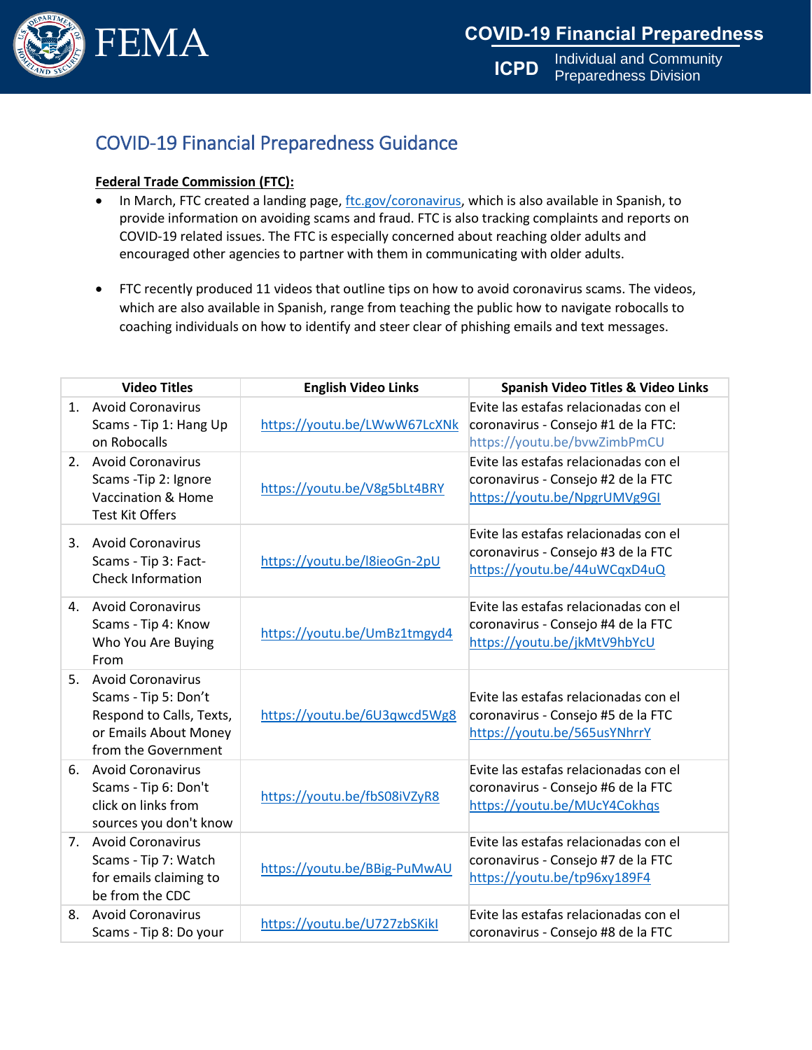# COVID-19 Financial Preparedness Guidance

**Federal Trade Commission (FTC):**

- In March, FTC created a landing page, ftc.gov/coronavirus, which is also available in Spanish, to provide information on avoiding scams and fraud. FTC is also tracking complaints and reports on COVID-19 related issues. The FTC is especially concerned about reaching older adults and encouraged other agencies to partner with them in communicating with older adults.

- FTC recently produced 11 videos that outline tips on how to avoid coronavirus scams. The videos, which are also available in Spanish, range from teaching the public how to navigate robocalls to coaching individuals on how to identify and steer clear of phishing emails and text messages.

| Video Titles | English Video Links | Spanish Video Titles & Video Links |
|---|---|---|
| 1. Avoid Coronavirus Scams - Tip 1: Hang Up on Robocalls | https://youtu.be/LWwW67LcXNk | Evite las estafas relacionadas con el coronavirus - Consejo #1 de la FTC: https://youtu.be/bvwZimbPmCU |
| 2. Avoid Coronavirus Scams -Tip 2: Ignore Vaccination & Home Test Kit Offers | https://youtu.be/V8g5bLt4BRY | Evite las estafas relacionadas con el coronavirus - Consejo #2 de la FTC https://youtu.be/NpgrUMVg9GI |
| 3. Avoid Coronavirus Scams - Tip 3: Fact-Check Information | https://youtu.be/l8ieoGn-2pU | Evite las estafas relacionadas con el coronavirus - Consejo #3 de la FTC https://youtu.be/44uWCqxD4uQ |
| 4. Avoid Coronavirus Scams - Tip 4: Know Who You Are Buying From | https://youtu.be/UmBz1tmgyd4 | Evite las estafas relacionadas con el coronavirus - Consejo #4 de la FTC https://youtu.be/jkMtV9hbYcU |
| 5. Avoid Coronavirus Scams - Tip 5: Don't Respond to Calls, Texts, or Emails About Money from the Government | https://youtu.be/6U3qwcd5Wg8 | Evite las estafas relacionadas con el coronavirus - Consejo #5 de la FTC https://youtu.be/565usYNhrrY |
| 6. Avoid Coronavirus Scams - Tip 6: Don't click on links from sources you don't know | https://youtu.be/fbS08iVZyR8 | Evite las estafas relacionadas con el coronavirus - Consejo #6 de la FTC https://youtu.be/MUcY4Cokhqs |
| 7. Avoid Coronavirus Scams - Tip 7: Watch for emails claiming to be from the CDC | https://youtu.be/BBig-PuMwAU | Evite las estafas relacionadas con el coronavirus - Consejo #7 de la FTC https://youtu.be/tp96xy189F4 |
| 8. Avoid Coronavirus Scams - Tip 8: Do your | https://youtu.be/U727zbSKikI | Evite las estafas relacionadas con el coronavirus - Consejo #8 de la FTC |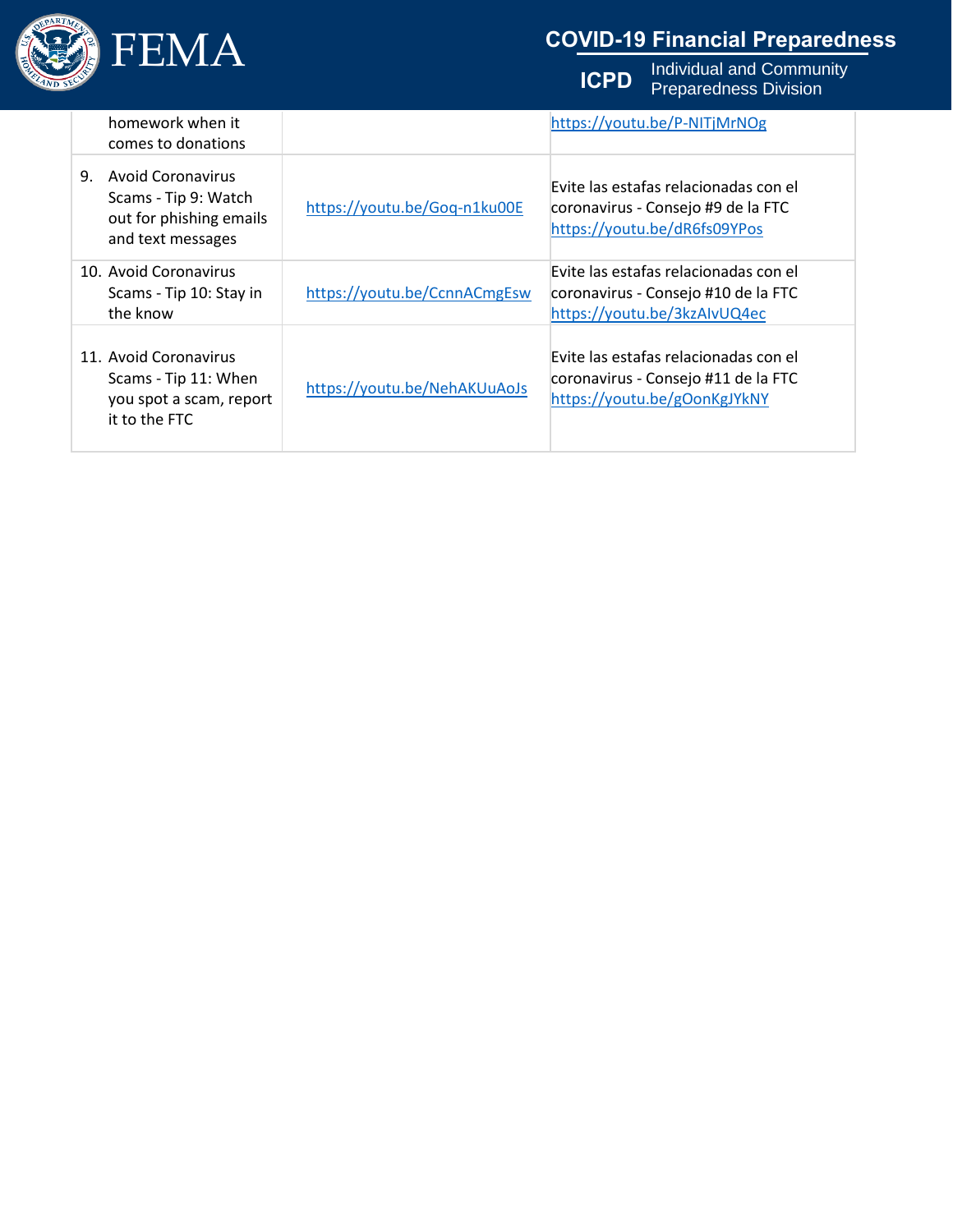| | | |
|---|---|---|
| homework when it comes to donations | | https://youtu.be/P-NITjMrNOg |
| 9. Avoid Coronavirus Scams - Tip 9: Watch out for phishing emails and text messages | https://youtu.be/Goq-n1ku00E | Evite las estafas relacionadas con el coronavirus - Consejo #9 de la FTC https://youtu.be/dR6fs09YPos |
| 10. Avoid Coronavirus Scams - Tip 10: Stay in the know | https://youtu.be/CcnnACmgEsw | Evite las estafas relacionadas con el coronavirus - Consejo #10 de la FTC https://youtu.be/3kzAIvUQ4ec |
| 11. Avoid Coronavirus Scams - Tip 11: When you spot a scam, report it to the FTC | https://youtu.be/NehAKUuAoJs | Evite las estafas relacionadas con el coronavirus - Consejo #11 de la FTC https://youtu.be/gOonKgJYkNY |